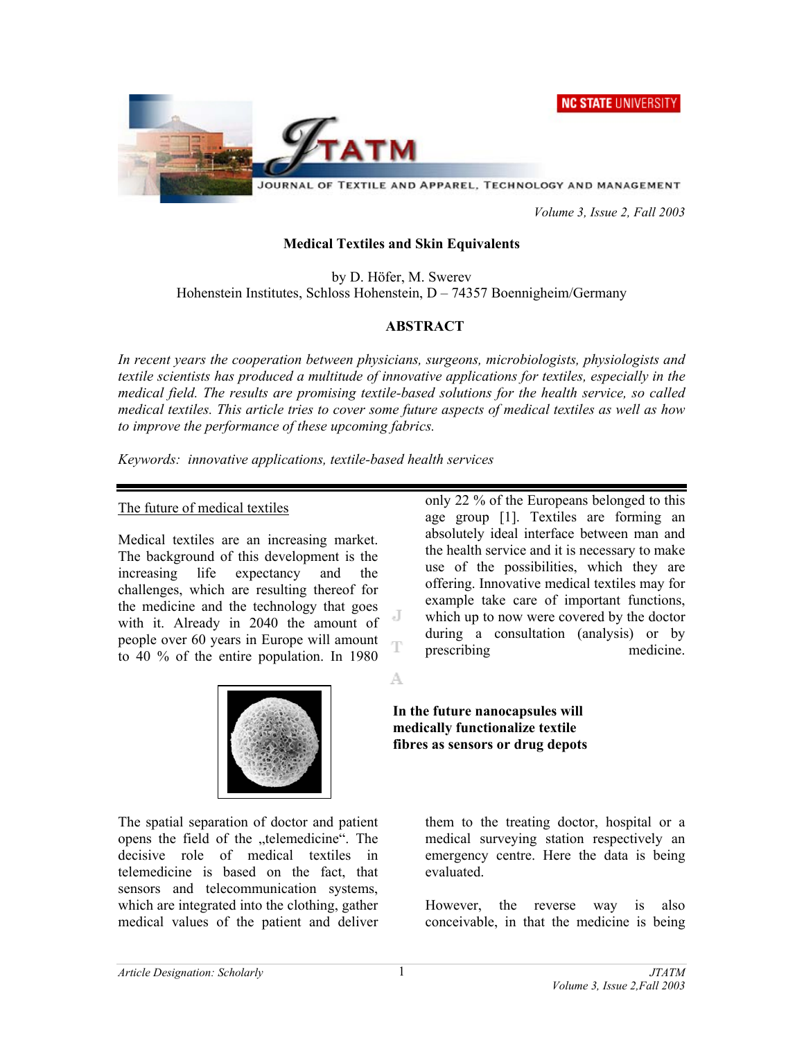# Medical Textiles and Skin Equivalents

by D. Höfer, M. Swerev
Hohenstein Institutes, Schloss Hohenstein, D – 74357 Boennigheim/Germany

## ABSTRACT

*In recent years the cooperation between physicians, surgeons, microbiologists, physiologists and textile scientists has produced a multitude of innovative applications for textiles, especially in the medical field. The results are promising textile-based solutions for the health service, so called medical textiles. This article tries to cover some future aspects of medical textiles as well as how to improve the performance of these upcoming fabrics.*

*Keywords: innovative applications, textile-based health services*

## The future of medical textiles

Medical textiles are an increasing market. The background of this development is the increasing life expectancy and the challenges, which are resulting thereof for the medicine and the technology that goes with it. Already in 2040 the amount of people over 60 years in Europe will amount to 40 % of the entire population. In 1980 only 22 % of the Europeans belonged to this age group [1]. Textiles are forming an absolutely ideal interface between man and the health service and it is necessary to make use of the possibilities, which they are offering. Innovative medical textiles may for example take care of important functions, which up to now were covered by the doctor during a consultation (analysis) or by prescribing medicine.

**In the future nanocapsules will medically functionalize textile fibres as sensors or drug depots**

The spatial separation of doctor and patient opens the field of the „telemedicine". The decisive role of medical textiles in telemedicine is based on the fact, that sensors and telecommunication systems, which are integrated into the clothing, gather medical values of the patient and deliver them to the treating doctor, hospital or a medical surveying station respectively an emergency centre. Here the data is being evaluated.

However, the reverse way is also conceivable, in that the medicine is being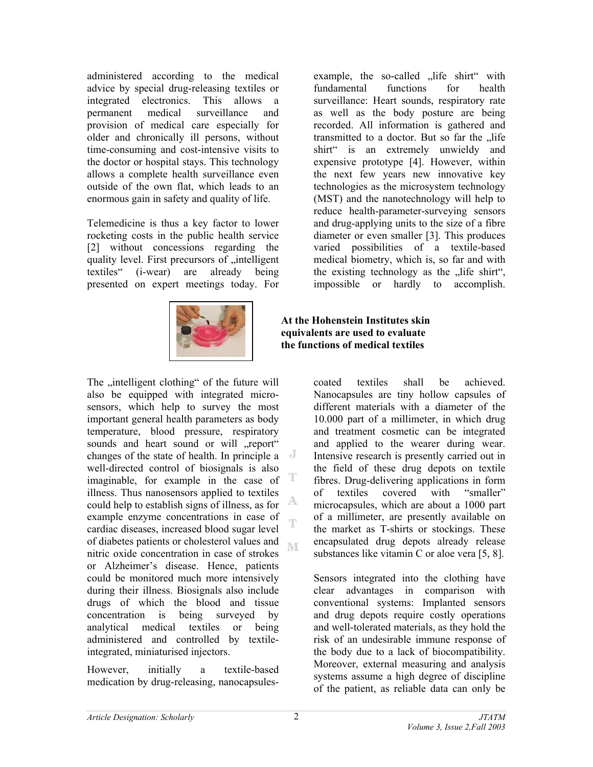administered according to the medical advice by special drug-releasing textiles or integrated electronics. This allows a permanent medical surveillance and provision of medical care especially for older and chronically ill persons, without time-consuming and cost-intensive visits to the doctor or hospital stays. This technology allows a complete health surveillance even outside of the own flat, which leads to an enormous gain in safety and quality of life.

Telemedicine is thus a key factor to lower rocketing costs in the public health service [2] without concessions regarding the quality level. First precursors of „intelligent textiles" (i-wear) are already being presented on expert meetings today. For example, the so-called „life shirt" with fundamental functions for health surveillance: Heart sounds, respiratory rate as well as the body posture are being recorded. All information is gathered and transmitted to a doctor. But so far the „life shirt" is an extremely unwieldy and expensive prototype [4]. However, within the next few years new innovative key technologies as the microsystem technology (MST) and the nanotechnology will help to reduce health-parameter-surveying sensors and drug-applying units to the size of a fibre diameter or even smaller [3]. This produces varied possibilities of a textile-based medical biometry, which is, so far and with the existing technology as the „life shirt", impossible or hardly to accomplish.

**At the Hohenstein Institutes skin equivalents are used to evaluate the functions of medical textiles**

The „intelligent clothing" of the future will also be equipped with integrated micro-sensors, which help to survey the most important general health parameters as body temperature, blood pressure, respiratory sounds and heart sound or will „report" changes of the state of health. In principle a well-directed control of biosignals is also imaginable, for example in the case of illness. Thus nanosensors applied to textiles could help to establish signs of illness, as for example enzyme concentrations in case of cardiac diseases, increased blood sugar level of diabetes patients or cholesterol values and nitric oxide concentration in case of strokes or Alzheimer's disease. Hence, patients could be monitored much more intensively during their illness. Biosignals also include drugs of which the blood and tissue concentration is being surveyed by analytical medical textiles or being administered and controlled by textile-integrated, miniaturised injectors.

However, initially a textile-based medication by drug-releasing, nanocapsules-coated textiles shall be achieved. Nanocapsules are tiny hollow capsules of different materials with a diameter of the 10.000 part of a millimeter, in which drug and treatment cosmetic can be integrated and applied to the wearer during wear. Intensive research is presently carried out in the field of these drug depots on textile fibres. Drug-delivering applications in form of textiles covered with "smaller" microcapsules, which are about a 1000 part of a millimeter, are presently available on the market as T-shirts or stockings. These encapsulated drug depots already release substances like vitamin C or aloe vera [5, 8].

Sensors integrated into the clothing have clear advantages in comparison with conventional systems: Implanted sensors and drug depots require costly operations and well-tolerated materials, as they hold the risk of an undesirable immune response of the body due to a lack of biocompatibility. Moreover, external measuring and analysis systems assume a high degree of discipline of the patient, as reliable data can only be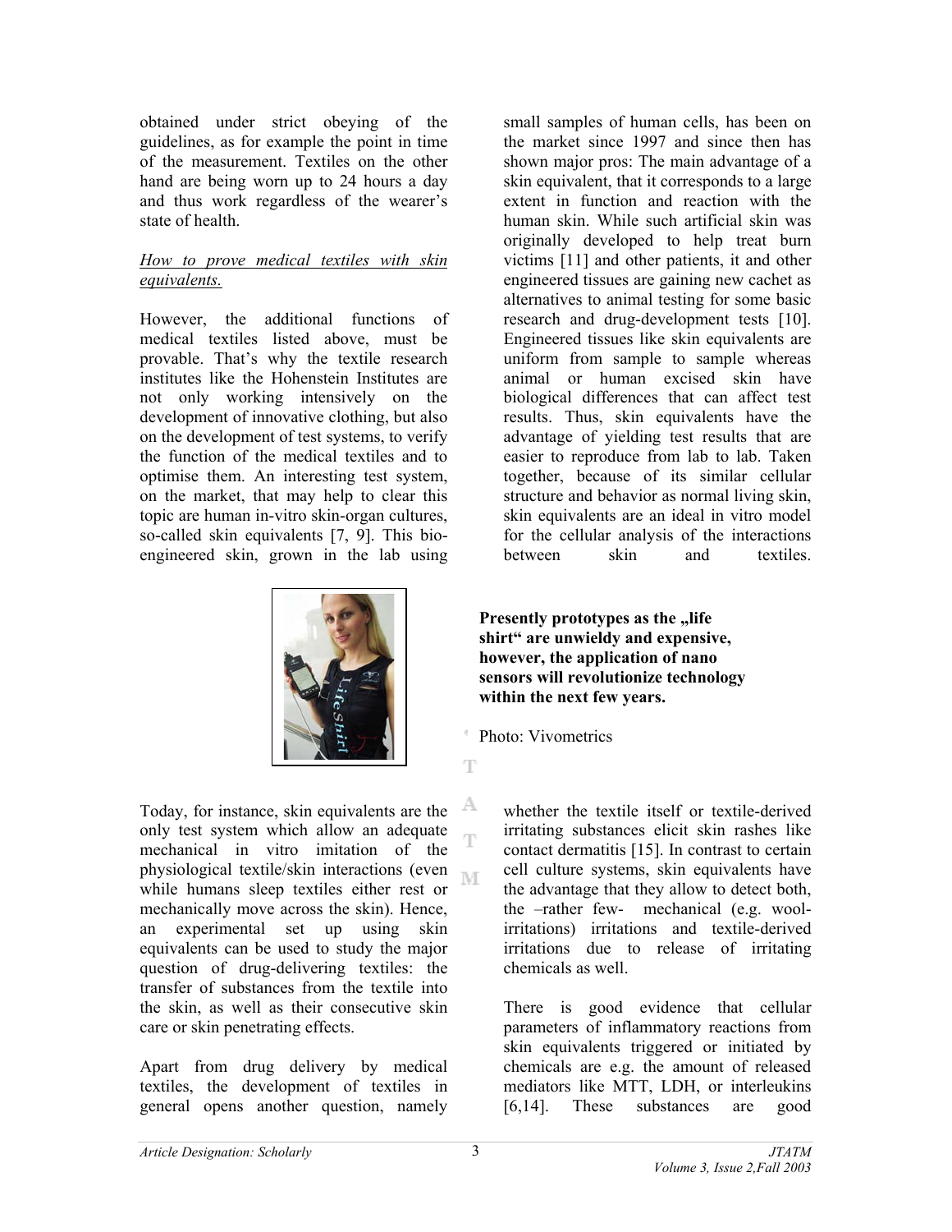obtained under strict obeying of the guidelines, as for example the point in time of the measurement. Textiles on the other hand are being worn up to 24 hours a day and thus work regardless of the wearer's state of health.

*How to prove medical textiles with skin equivalents.*

However, the additional functions of medical textiles listed above, must be provable. That's why the textile research institutes like the Hohenstein Institutes are not only working intensively on the development of innovative clothing, but also on the development of test systems, to verify the function of the medical textiles and to optimise them. An interesting test system, on the market, that may help to clear this topic are human in-vitro skin-organ cultures, so-called skin equivalents [7, 9]. This bio-engineered skin, grown in the lab using small samples of human cells, has been on the market since 1997 and since then has shown major pros: The main advantage of a skin equivalent, that it corresponds to a large extent in function and reaction with the human skin. While such artificial skin was originally developed to help treat burn victims [11] and other patients, it and other engineered tissues are gaining new cachet as alternatives to animal testing for some basic research and drug-development tests [10]. Engineered tissues like skin equivalents are uniform from sample to sample whereas animal or human excised skin have biological differences that can affect test results. Thus, skin equivalents have the advantage of yielding test results that are easier to reproduce from lab to lab. Taken together, because of its similar cellular structure and behavior as normal living skin, skin equivalents are an ideal in vitro model for the cellular analysis of the interactions between skin and textiles.

**Presently prototypes as the „life shirt" are unwieldy and expensive, however, the application of nano sensors will revolutionize technology within the next few years.**

Photo: Vivometrics

Today, for instance, skin equivalents are the only test system which allow an adequate mechanical in vitro imitation of the physiological textile/skin interactions (even while humans sleep textiles either rest or mechanically move across the skin). Hence, an experimental set up using skin equivalents can be used to study the major question of drug-delivering textiles: the transfer of substances from the textile into the skin, as well as their consecutive skin care or skin penetrating effects.

Apart from drug delivery by medical textiles, the development of textiles in general opens another question, namely whether the textile itself or textile-derived irritating substances elicit skin rashes like contact dermatitis [15]. In contrast to certain cell culture systems, skin equivalents have the advantage that they allow to detect both, the –rather few- mechanical (e.g. wool-irritations) irritations and textile-derived irritations due to release of irritating chemicals as well.

There is good evidence that cellular parameters of inflammatory reactions from skin equivalents triggered or initiated by chemicals are e.g. the amount of released mediators like MTT, LDH, or interleukins [6,14]. These substances are good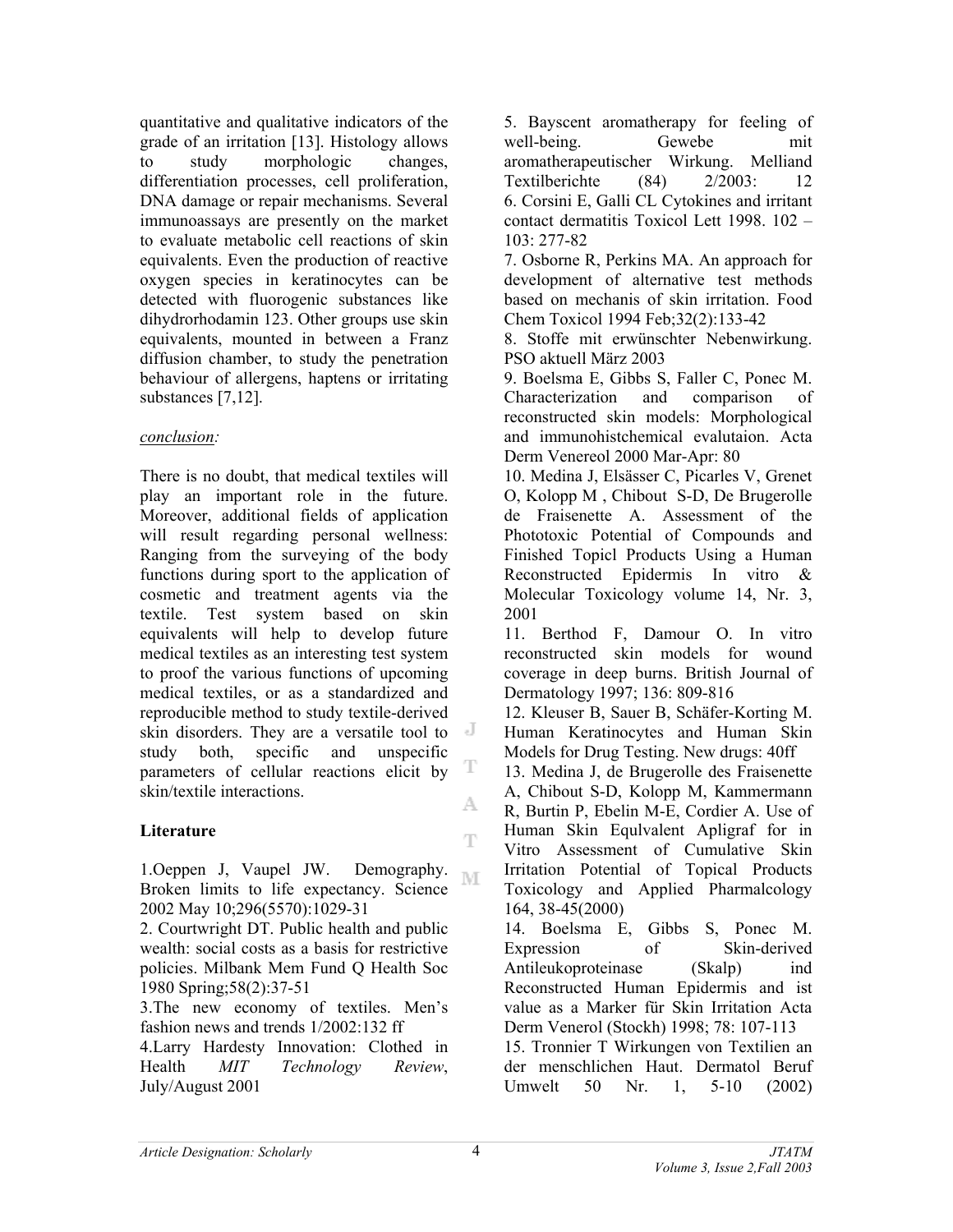quantitative and qualitative indicators of the grade of an irritation [13]. Histology allows to study morphologic changes, differentiation processes, cell proliferation, DNA damage or repair mechanisms. Several immunoassays are presently on the market to evaluate metabolic cell reactions of skin equivalents. Even the production of reactive oxygen species in keratinocytes can be detected with fluorogenic substances like dihydrorhodamin 123. Other groups use skin equivalents, mounted in between a Franz diffusion chamber, to study the penetration behaviour of allergens, haptens or irritating substances [7,12].

*conclusion:*

There is no doubt, that medical textiles will play an important role in the future. Moreover, additional fields of application will result regarding personal wellness: Ranging from the surveying of the body functions during sport to the application of cosmetic and treatment agents via the textile. Test system based on skin equivalents will help to develop future medical textiles as an interesting test system to proof the various functions of upcoming medical textiles, or as a standardized and reproducible method to study textile-derived skin disorders. They are a versatile tool to study both, specific and unspecific parameters of cellular reactions elicit by skin/textile interactions.

## Literature

1.Oeppen J, Vaupel JW. Demography. Broken limits to life expectancy. Science 2002 May 10;296(5570):1029-31

2. Courtwright DT. Public health and public wealth: social costs as a basis for restrictive policies. Milbank Mem Fund Q Health Soc 1980 Spring;58(2):37-51

3.The new economy of textiles. Men's fashion news and trends 1/2002:132 ff

4.Larry Hardesty Innovation: Clothed in Health *MIT Technology Review*, July/August 2001

5. Bayscent aromatherapy for feeling of well-being. Gewebe mit aromatherapeutischer Wirkung. Melliand Textilberichte (84) 2/2003: 12

6. Corsini E, Galli CL Cytokines and irritant contact dermatitis Toxicol Lett 1998. 102 – 103: 277-82

7. Osborne R, Perkins MA. An approach for development of alternative test methods based on mechanis of skin irritation. Food Chem Toxicol 1994 Feb;32(2):133-42

8. Stoffe mit erwünschter Nebenwirkung. PSO aktuell März 2003

9. Boelsma E, Gibbs S, Faller C, Ponec M. Characterization and comparison of reconstructed skin models: Morphological and immunohistchemical evalutaion. Acta Derm Venereol 2000 Mar-Apr: 80

10. Medina J, Elsässer C, Picarles V, Grenet O, Kolopp M , Chibout S-D, De Brugerolle de Fraisenette A. Assessment of the Phototoxic Potential of Compounds and Finished Topicl Products Using a Human Reconstructed Epidermis In vitro & Molecular Toxicology volume 14, Nr. 3, 2001

11. Berthod F, Damour O. In vitro reconstructed skin models for wound coverage in deep burns. British Journal of Dermatology 1997; 136: 809-816

12. Kleuser B, Sauer B, Schäfer-Korting M. Human Keratinocytes and Human Skin Models for Drug Testing. New drugs: 40ff

13. Medina J, de Brugerolle des Fraisenette A, Chibout S-D, Kolopp M, Kammermann R, Burtin P, Ebelin M-E, Cordier A. Use of Human Skin Equlvalent Apligraf for in Vitro Assessment of Cumulative Skin Irritation Potential of Topical Products Toxicology and Applied Pharmalcology 164, 38-45(2000)

14. Boelsma E, Gibbs S, Ponec M. Expression of Skin-derived Antileukoproteinase (Skalp) ind Reconstructed Human Epidermis and ist value as a Marker für Skin Irritation Acta Derm Venerol (Stockh) 1998; 78: 107-113

15. Tronnier T Wirkungen von Textilien an der menschlichen Haut. Dermatol Beruf Umwelt 50 Nr. 1, 5-10 (2002)